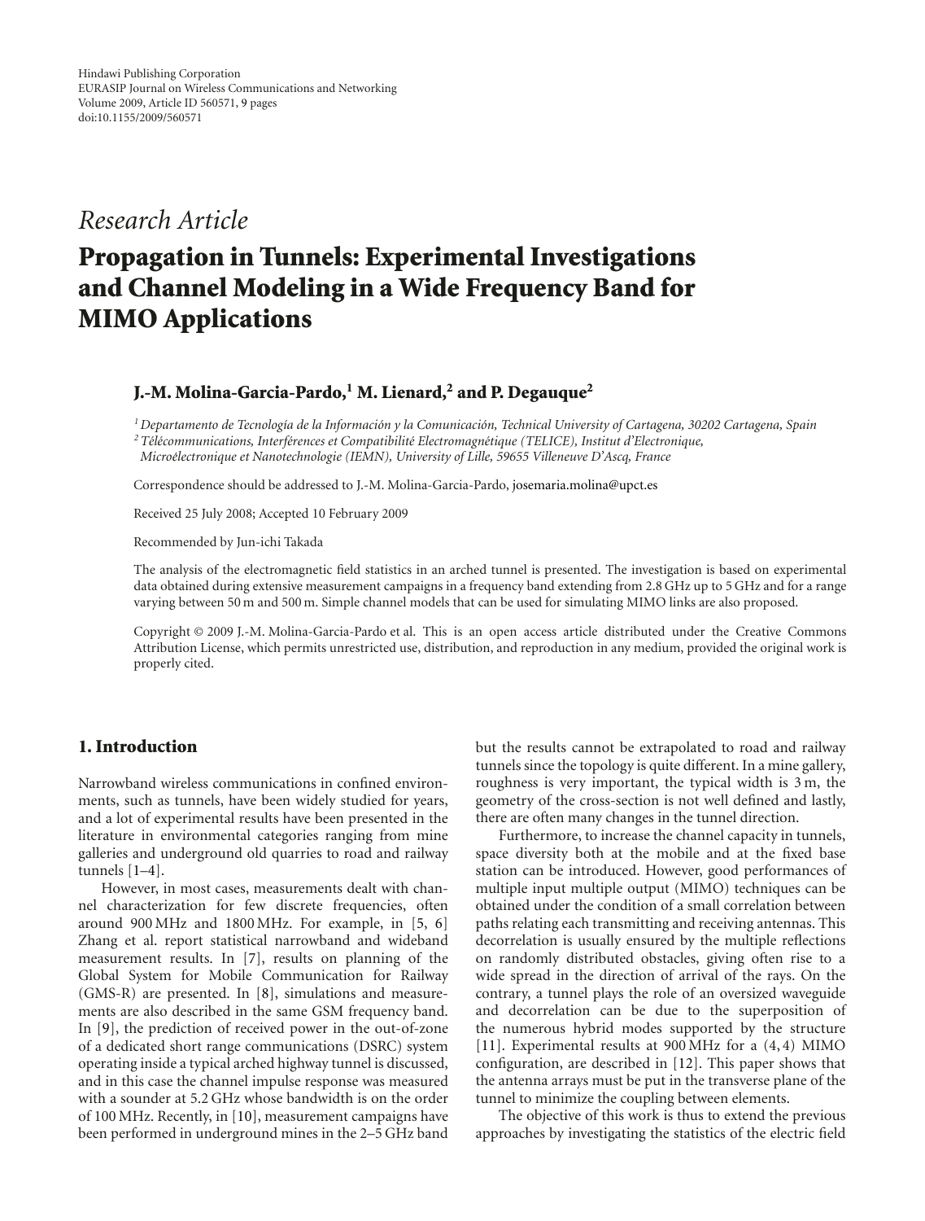Hindawi Publishing Corporation
EURASIP Journal on Wireless Communications and Networking
Volume 2009, Article ID 560571, 9 pages
doi:10.1155/2009/560571

*Research Article*

# Propagation in Tunnels: Experimental Investigations and Channel Modeling in a Wide Frequency Band for MIMO Applications

**J.-M. Molina-Garcia-Pardo,[1] M. Lienard,[2] and P. Degauque[2]**

[1] *Departamento de Tecnología de la Información y la Comunicación, Technical University of Cartagena, 30202 Cartagena, Spain*
[2] *Télécommunications, Interférences et Compatibilité Electromagnétique (TELICE), Institut d'Electronique, Microélectronique et Nanotechnologie (IEMN), University of Lille, 59655 Villeneuve D'Ascq, France*

Correspondence should be addressed to J.-M. Molina-Garcia-Pardo, josemaria.molina@upct.es

Received 25 July 2008; Accepted 10 February 2009

Recommended by Jun-ichi Takada

The analysis of the electromagnetic field statistics in an arched tunnel is presented. The investigation is based on experimental data obtained during extensive measurement campaigns in a frequency band extending from 2.8 GHz up to 5 GHz and for a range varying between 50 m and 500 m. Simple channel models that can be used for simulating MIMO links are also proposed.

Copyright © 2009 J.-M. Molina-Garcia-Pardo et al. This is an open access article distributed under the Creative Commons Attribution License, which permits unrestricted use, distribution, and reproduction in any medium, provided the original work is properly cited.

## 1. Introduction

Narrowband wireless communications in confined environments, such as tunnels, have been widely studied for years, and a lot of experimental results have been presented in the literature in environmental categories ranging from mine galleries and underground old quarries to road and railway tunnels [1–4].

However, in most cases, measurements dealt with channel characterization for few discrete frequencies, often around 900 MHz and 1800 MHz. For example, in [5, 6] Zhang et al. report statistical narrowband and wideband measurement results. In [7], results on planning of the Global System for Mobile Communication for Railway (GMS-R) are presented. In [8], simulations and measurements are also described in the same GSM frequency band. In [9], the prediction of received power in the out-of-zone of a dedicated short range communications (DSRC) system operating inside a typical arched highway tunnel is discussed, and in this case the channel impulse response was measured with a sounder at 5.2 GHz whose bandwidth is on the order of 100 MHz. Recently, in [10], measurement campaigns have been performed in underground mines in the 2–5 GHz band but the results cannot be extrapolated to road and railway tunnels since the topology is quite different. In a mine gallery, roughness is very important, the typical width is 3 m, the geometry of the cross-section is not well defined and lastly, there are often many changes in the tunnel direction.

Furthermore, to increase the channel capacity in tunnels, space diversity both at the mobile and at the fixed base station can be introduced. However, good performances of multiple input multiple output (MIMO) techniques can be obtained under the condition of a small correlation between paths relating each transmitting and receiving antennas. This decorrelation is usually ensured by the multiple reflections on randomly distributed obstacles, giving often rise to a wide spread in the direction of arrival of the rays. On the contrary, a tunnel plays the role of an oversized waveguide and decorrelation can be due to the superposition of the numerous hybrid modes supported by the structure [11]. Experimental results at 900 MHz for a (4, 4) MIMO configuration, are described in [12]. This paper shows that the antenna arrays must be put in the transverse plane of the tunnel to minimize the coupling between elements.

The objective of this work is thus to extend the previous approaches by investigating the statistics of the electric field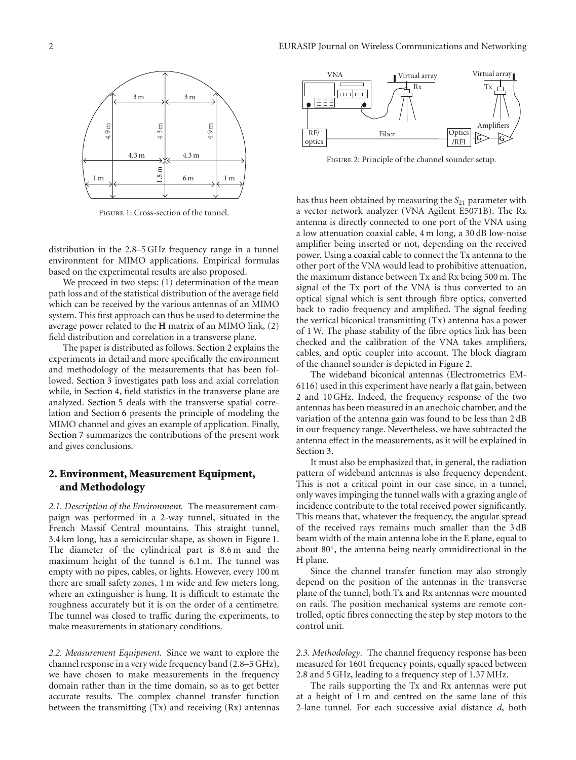Figure 1: Cross-section of the tunnel.

distribution in the 2.8–5 GHz frequency range in a tunnel environment for MIMO applications. Empirical formulas based on the experimental results are also proposed.

We proceed in two steps: (1) determination of the mean path loss and of the statistical distribution of the average field which can be received by the various antennas of an MIMO system. This first approach can thus be used to determine the average power related to the **H** matrix of an MIMO link, (2) field distribution and correlation in a transverse plane.

The paper is distributed as follows. Section 2 explains the experiments in detail and more specifically the environment and methodology of the measurements that has been followed. Section 3 investigates path loss and axial correlation while, in Section 4, field statistics in the transverse plane are analyzed. Section 5 deals with the transverse spatial correlation and Section 6 presents the principle of modeling the MIMO channel and gives an example of application. Finally, Section 7 summarizes the contributions of the present work and gives conclusions.

## 2. Environment, Measurement Equipment, and Methodology

*2.1. Description of the Environment.* The measurement campaign was performed in a 2-way tunnel, situated in the French Massif Central mountains. This straight tunnel, 3.4 km long, has a semicircular shape, as shown in Figure 1. The diameter of the cylindrical part is 8.6 m and the maximum height of the tunnel is 6.1 m. The tunnel was empty with no pipes, cables, or lights. However, every 100 m there are small safety zones, 1 m wide and few meters long, where an extinguisher is hung. It is difficult to estimate the roughness accurately but it is on the order of a centimetre. The tunnel was closed to traffic during the experiments, to make measurements in stationary conditions.

*2.2. Measurement Equipment.* Since we want to explore the channel response in a very wide frequency band (2.8–5 GHz), we have chosen to make measurements in the frequency domain rather than in the time domain, so as to get better accurate results. The complex channel transfer function between the transmitting (Tx) and receiving (Rx) antennas has thus been obtained by measuring the $S_{21}$ parameter with a vector network analyzer (VNA Agilent E5071B). The Rx antenna is directly connected to one port of the VNA using a low attenuation coaxial cable, 4 m long, a 30 dB low-noise amplifier being inserted or not, depending on the received power. Using a coaxial cable to connect the Tx antenna to the other port of the VNA would lead to prohibitive attenuation, the maximum distance between Tx and Rx being 500 m. The signal of the Tx port of the VNA is thus converted to an optical signal which is sent through fibre optics, converted back to radio frequency and amplified. The signal feeding the vertical biconical transmitting (Tx) antenna has a power of 1 W. The phase stability of the fibre optics link has been checked and the calibration of the VNA takes amplifiers, cables, and optic coupler into account. The block diagram of the channel sounder is depicted in Figure 2.

Figure 2: Principle of the channel sounder setup.

The wideband biconical antennas (Electrometrics EM-6116) used in this experiment have nearly a flat gain, between 2 and 10 GHz. Indeed, the frequency response of the two antennas has been measured in an anechoic chamber, and the variation of the antenna gain was found to be less than 2 dB in our frequency range. Nevertheless, we have subtracted the antenna effect in the measurements, as it will be explained in Section 3.

It must also be emphasized that, in general, the radiation pattern of wideband antennas is also frequency dependent. This is not a critical point in our case since, in a tunnel, only waves impinging the tunnel walls with a grazing angle of incidence contribute to the total received power significantly. This means that, whatever the frequency, the angular spread of the received rays remains much smaller than the 3 dB beam width of the main antenna lobe in the E plane, equal to about 80°, the antenna being nearly omnidirectional in the H plane.

Since the channel transfer function may also strongly depend on the position of the antennas in the transverse plane of the tunnel, both Tx and Rx antennas were mounted on rails. The position mechanical systems are remote controlled, optic fibres connecting the step by step motors to the control unit.

*2.3. Methodology.* The channel frequency response has been measured for 1601 frequency points, equally spaced between 2.8 and 5 GHz, leading to a frequency step of 1.37 MHz.

The rails supporting the Tx and Rx antennas were put at a height of 1 m and centred on the same lane of this 2-lane tunnel. For each successive axial distance $d$, both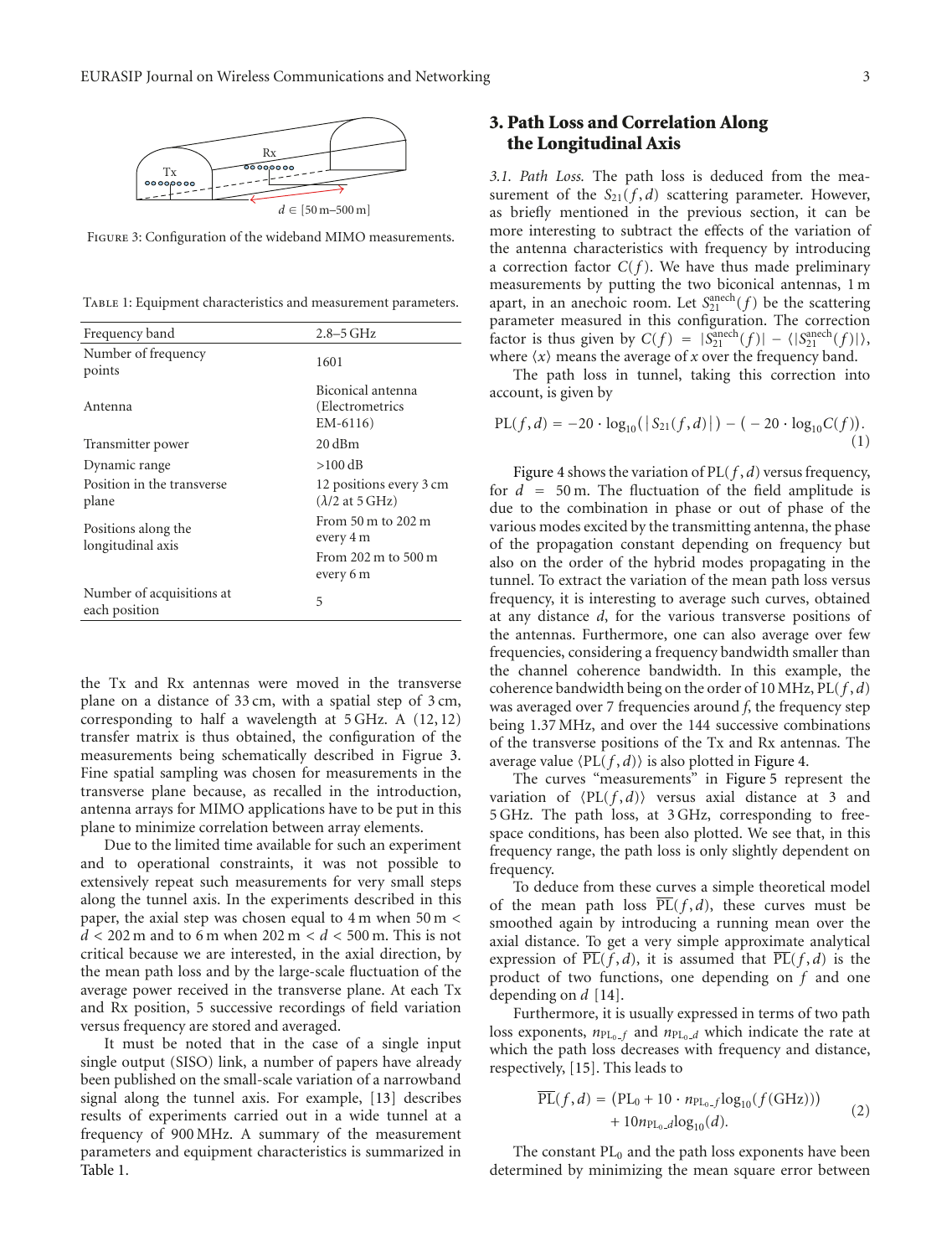Figure 3: Configuration of the wideband MIMO measurements.

Table 1: Equipment characteristics and measurement parameters.

| Frequency band | 2.8–5 GHz |
|---|---|
| Number of frequency points | 1601 |
| Antenna | Biconical antenna (Electrometrics EM-6116) |
| Transmitter power | 20 dBm |
| Dynamic range | >100 dB |
| Position in the transverse plane | 12 positions every 3 cm ($\lambda/2$ at 5 GHz) |
| Positions along the longitudinal axis | From 50 m to 202 m every 4 m |
| | From 202 m to 500 m every 6 m |
| Number of acquisitions at each position | 5 |

the Tx and Rx antennas were moved in the transverse plane on a distance of 33 cm, with a spatial step of 3 cm, corresponding to half a wavelength at 5 GHz. A (12, 12) transfer matrix is thus obtained, the configuration of the measurements being schematically described in Figure 3. Fine spatial sampling was chosen for measurements in the transverse plane because, as recalled in the introduction, antenna arrays for MIMO applications have to be put in this plane to minimize correlation between array elements.

Due to the limited time available for such an experiment and to operational constraints, it was not possible to extensively repeat such measurements for very small steps along the tunnel axis. In the experiments described in this paper, the axial step was chosen equal to 4 m when 50 m < $d$ < 202 m and to 6 m when 202 m < $d$ < 500 m. This is not critical because we are interested, in the axial direction, by the mean path loss and by the large-scale fluctuation of the average power received in the transverse plane. At each Tx and Rx position, 5 successive recordings of field variation versus frequency are stored and averaged.

It must be noted that in the case of a single input single output (SISO) link, a number of papers have already been published on the small-scale variation of a narrowband signal along the tunnel axis. For example, [13] describes results of experiments carried out in a wide tunnel at a frequency of 900 MHz. A summary of the measurement parameters and equipment characteristics is summarized in Table 1.

## 3. Path Loss and Correlation Along the Longitudinal Axis

*3.1. Path Loss.* The path loss is deduced from the measurement of the $S_{21}(f, d)$ scattering parameter. However, as briefly mentioned in the previous section, it can be more interesting to subtract the effects of the variation of the antenna characteristics with frequency by introducing a correction factor $C(f)$. We have thus made preliminary measurements by putting the two biconical antennas, 1 m apart, in an anechoic room. Let $S_{21}^{\text{anech}}(f)$ be the scattering parameter measured in this configuration. The correction factor is thus given by $C(f) = |S_{21}^{\text{anech}}(f)| - \langle |S_{21}^{\text{anech}}(f)| \rangle$, where $\langle x \rangle$ means the average of $x$ over the frequency band.

The path loss in tunnel, taking this correction into account, is given by

$$\text{PL}(f, d) = -20 \cdot \log_{10}(|S_{21}(f, d)|) - (-20 \cdot \log_{10} C(f)). \tag{1}$$

Figure 4 shows the variation of $\text{PL}(f, d)$ versus frequency, for $d = 50$ m. The fluctuation of the field amplitude is due to the combination in phase or out of phase of the various modes excited by the transmitting antenna, the phase of the propagation constant depending on frequency but also on the order of the hybrid modes propagating in the tunnel. To extract the variation of the mean path loss versus frequency, it is interesting to average such curves, obtained at any distance $d$, for the various transverse positions of the antennas. Furthermore, one can also average over few frequencies, considering a frequency bandwidth smaller than the channel coherence bandwidth. In this example, the coherence bandwidth being on the order of 10 MHz, $\text{PL}(f, d)$ was averaged over 7 frequencies around $f$, the frequency step being 1.37 MHz, and over the 144 successive combinations of the transverse positions of the Tx and Rx antennas. The average value $\langle \text{PL}(f, d) \rangle$ is also plotted in Figure 4.

The curves "measurements" in Figure 5 represent the variation of $\langle \text{PL}(f, d) \rangle$ versus axial distance at 3 and 5 GHz. The path loss, at 3 GHz, corresponding to free-space conditions, has been also plotted. We see that, in this frequency range, the path loss is only slightly dependent on frequency.

To deduce from these curves a simple theoretical model of the mean path loss $\overline{\text{PL}}(f, d)$, these curves must be smoothed again by introducing a running mean over the axial distance. To get a very simple approximate analytical expression of $\overline{\text{PL}}(f, d)$, it is assumed that $\overline{\text{PL}}(f, d)$ is the product of two functions, one depending on $f$ and one depending on $d$ [14].

Furthermore, it is usually expressed in terms of two path loss exponents, $n_{\text{PL}_0\_f}$ and $n_{\text{PL}_0\_d}$ which indicate the rate at which the path loss decreases with frequency and distance, respectively, [15]. This leads to

$$\overline{\text{PL}}(f, d) = (\text{PL}_0 + 10 \cdot n_{\text{PL}_0\_f} \log_{10}(f(\text{GHz}))) + 10 n_{\text{PL}_0\_d} \log_{10}(d). \tag{2}$$

The constant $\text{PL}_0$ and the path loss exponents have been determined by minimizing the mean square error between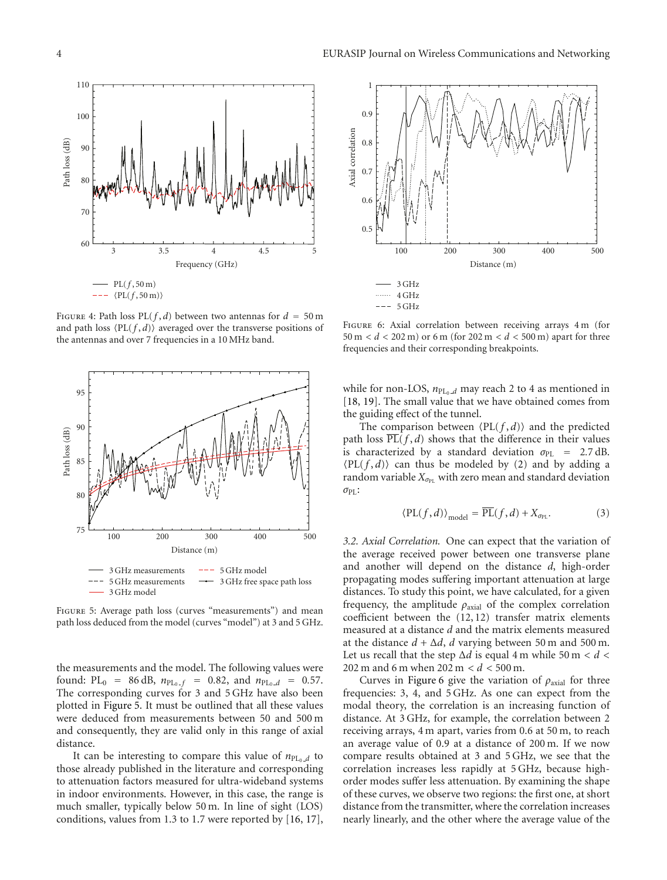FIGURE 4: Path loss $\mathrm{PL}(f, d)$ between two antennas for $d = 50$ m and path loss $\langle \mathrm{PL}(f, d) \rangle$ averaged over the transverse positions of the antennas and over 7 frequencies in a 10 MHz band.

FIGURE 5: Average path loss (curves "measurements") and mean path loss deduced from the model (curves "model") at 3 and 5 GHz.

the measurements and the model. The following values were found: $\mathrm{PL}_0 = 86$ dB, $n_{\mathrm{PL}_0\_f} = 0.82$, and $n_{\mathrm{PL}_0\_d} = 0.57$. The corresponding curves for 3 and 5 GHz have also been plotted in Figure 5. It must be outlined that all these values were deduced from measurements between 50 and 500 m and consequently, they are valid only in this range of axial distance.

It can be interesting to compare this value of $n_{\mathrm{PL}_0\_d}$ to those already published in the literature and corresponding to attenuation factors measured for ultra-wideband systems in indoor environments. However, in this case, the range is much smaller, typically below 50 m. In line of sight (LOS) conditions, values from 1.3 to 1.7 were reported by [16, 17], while for non-LOS, $n_{\mathrm{PL}_0\_d}$ may reach 2 to 4 as mentioned in [18, 19]. The small value that we have obtained comes from the guiding effect of the tunnel.

The comparison between $\langle \mathrm{PL}(f, d) \rangle$ and the predicted path loss $\overline{\mathrm{PL}}(f, d)$ shows that the difference in their values is characterized by a standard deviation $\sigma_{\mathrm{PL}} = 2.7$ dB. $\langle \mathrm{PL}(f, d) \rangle$ can thus be modeled by (2) and by adding a random variable $X_{\sigma_{\mathrm{PL}}}$ with zero mean and standard deviation $\sigma_{\mathrm{PL}}$:

$$\langle \mathrm{PL}(f, d) \rangle_{\mathrm{model}} = \overline{\mathrm{PL}}(f, d) + X_{\sigma_{\mathrm{PL}}}. \tag{3}$$

FIGURE 6: Axial correlation between receiving arrays 4 m (for $50\,\mathrm{m} < d < 202\,\mathrm{m}$) or 6 m (for $202\,\mathrm{m} < d < 500\,\mathrm{m}$) apart for three frequencies and their corresponding breakpoints.

*3.2. Axial Correlation.* One can expect that the variation of the average received power between one transverse plane and another will depend on the distance $d$, high-order propagating modes suffering important attenuation at large distances. To study this point, we have calculated, for a given frequency, the amplitude $\rho_{\mathrm{axial}}$ of the complex correlation coefficient between the $(12, 12)$ transfer matrix elements measured at a distance $d$ and the matrix elements measured at the distance $d + \Delta d$, $d$ varying between 50 m and 500 m. Let us recall that the step $\Delta d$ is equal 4 m while $50\,\mathrm{m} < d < 202\,\mathrm{m}$ and 6 m when $202\,\mathrm{m} < d < 500\,\mathrm{m}$.

Curves in Figure 6 give the variation of $\rho_{\mathrm{axial}}$ for three frequencies: 3, 4, and 5 GHz. As one can expect from the modal theory, the correlation is an increasing function of distance. At 3 GHz, for example, the correlation between 2 receiving arrays, 4 m apart, varies from 0.6 at 50 m, to reach an average value of 0.9 at a distance of 200 m. If we now compare results obtained at 3 and 5 GHz, we see that the correlation increases less rapidly at 5 GHz, because high-order modes suffer less attenuation. By examining the shape of these curves, we observe two regions: the first one, at short distance from the transmitter, where the correlation increases nearly linearly, and the other where the average value of the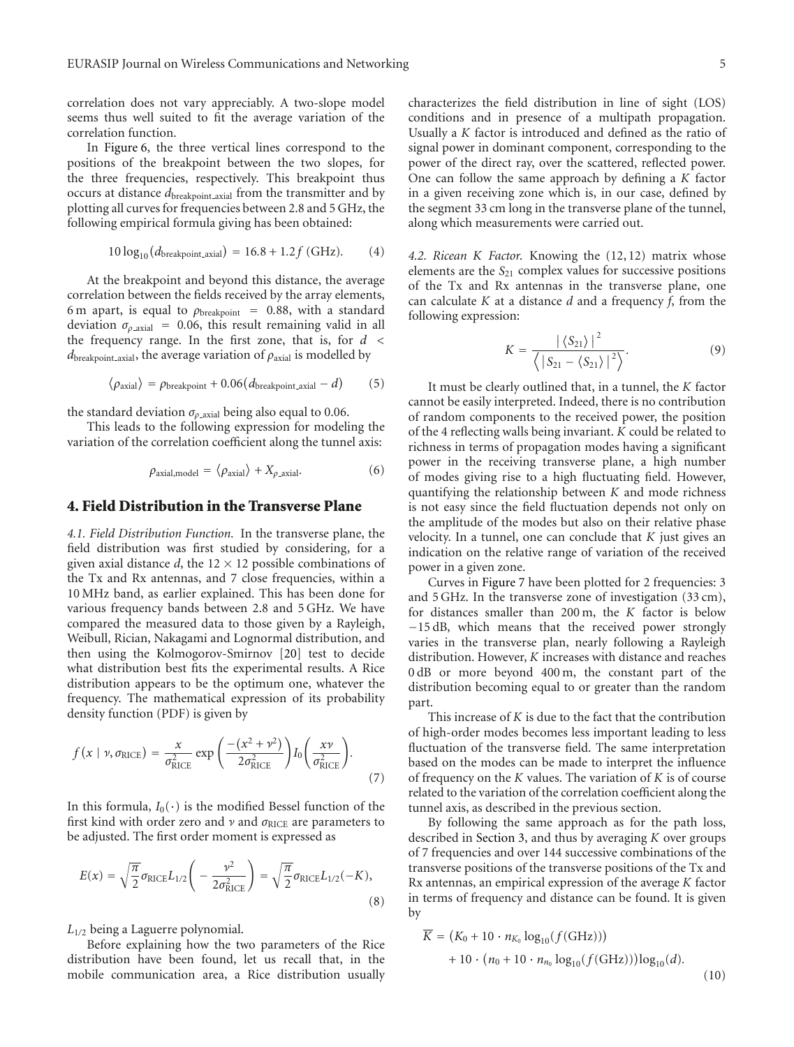correlation does not vary appreciably. A two-slope model seems thus well suited to fit the average variation of the correlation function.

In Figure 6, the three vertical lines correspond to the positions of the breakpoint between the two slopes, for the three frequencies, respectively. This breakpoint thus occurs at distance $d_{\text{breakpoint\_axial}}$ from the transmitter and by plotting all curves for frequencies between 2.8 and 5 GHz, the following empirical formula giving has been obtained:

$$10\log_{10}(d_{\text{breakpoint\_axial}}) = 16.8 + 1.2f\,(\text{GHz}). \tag{4}$$

At the breakpoint and beyond this distance, the average correlation between the fields received by the array elements, 6 m apart, is equal to $\rho_{\text{breakpoint}} = 0.88$, with a standard deviation $\sigma_{\rho\_\text{axial}} = 0.06$, this result remaining valid in all the frequency range. In the first zone, that is, for $d < d_{\text{breakpoint\_axial}}$, the average variation of $\rho_{\text{axial}}$ is modelled by

$$\langle \rho_{\text{axial}} \rangle = \rho_{\text{breakpoint}} + 0.06(d_{\text{breakpoint\_axial}} - d) \tag{5}$$

the standard deviation $\sigma_{\rho\_\text{axial}}$ being also equal to 0.06.

This leads to the following expression for modeling the variation of the correlation coefficient along the tunnel axis:

$$\rho_{\text{axial,model}} = \langle \rho_{\text{axial}} \rangle + X_{\rho\_\text{axial}}. \tag{6}$$

## 4. Field Distribution in the Transverse Plane

*4.1. Field Distribution Function.* In the transverse plane, the field distribution was first studied by considering, for a given axial distance $d$, the $12 \times 12$ possible combinations of the Tx and Rx antennas, and 7 close frequencies, within a 10 MHz band, as earlier explained. This has been done for various frequency bands between 2.8 and 5 GHz. We have compared the measured data to those given by a Rayleigh, Weibull, Rician, Nakagami and Lognormal distribution, and then using the Kolmogorov-Smirnov [20] test to decide what distribution best fits the experimental results. A Rice distribution appears to be the optimum one, whatever the frequency. The mathematical expression of its probability density function (PDF) is given by

$$f(x \mid \nu, \sigma_{\text{RICE}}) = \frac{x}{\sigma_{\text{RICE}}^2}\exp\left(\frac{-(x^2+\nu^2)}{2\sigma_{\text{RICE}}^2}\right) I_0\left(\frac{x\nu}{\sigma_{\text{RICE}}^2}\right). \tag{7}$$

In this formula, $I_0(\cdot)$ is the modified Bessel function of the first kind with order zero and $\nu$ and $\sigma_{\text{RICE}}$ are parameters to be adjusted. The first order moment is expressed as

$$E(x) = \sqrt{\frac{\pi}{2}}\sigma_{\text{RICE}} L_{1/2}\left(-\frac{\nu^2}{2\sigma_{\text{RICE}}^2}\right) = \sqrt{\frac{\pi}{2}}\sigma_{\text{RICE}} L_{1/2}(-K), \tag{8}$$

$L_{1/2}$ being a Laguerre polynomial.

Before explaining how the two parameters of the Rice distribution have been found, let us recall that, in the mobile communication area, a Rice distribution usually characterizes the field distribution in line of sight (LOS) conditions and in presence of a multipath propagation. Usually a $K$ factor is introduced and defined as the ratio of signal power in dominant component, corresponding to the power of the direct ray, over the scattered, reflected power. One can follow the same approach by defining a $K$ factor in a given receiving zone which is, in our case, defined by the segment 33 cm long in the transverse plane of the tunnel, along which measurements were carried out.

*4.2. Ricean K Factor.* Knowing the $(12, 12)$ matrix whose elements are the $S_{21}$ complex values for successive positions of the Tx and Rx antennas in the transverse plane, one can calculate $K$ at a distance $d$ and a frequency $f$, from the following expression:

$$K = \frac{|\langle S_{21}\rangle|^2}{\left\langle |S_{21} - \langle S_{21}\rangle|^2 \right\rangle}. \tag{9}$$

It must be clearly outlined that, in a tunnel, the $K$ factor cannot be easily interpreted. Indeed, there is no contribution of random components to the received power, the position of the 4 reflecting walls being invariant. $K$ could be related to richness in terms of propagation modes having a significant power in the receiving transverse plane, a high number of modes giving rise to a high fluctuating field. However, quantifying the relationship between $K$ and mode richness is not easy since the field fluctuation depends not only on the amplitude of the modes but also on their relative phase velocity. In a tunnel, one can conclude that $K$ just gives an indication on the relative range of variation of the received power in a given zone.

Curves in Figure 7 have been plotted for 2 frequencies: 3 and 5 GHz. In the transverse zone of investigation (33 cm), for distances smaller than 200 m, the $K$ factor is below −15 dB, which means that the received power strongly varies in the transverse plan, nearly following a Rayleigh distribution. However, $K$ increases with distance and reaches 0 dB or more beyond 400 m, the constant part of the distribution becoming equal to or greater than the random part.

This increase of $K$ is due to the fact that the contribution of high-order modes becomes less important leading to less fluctuation of the transverse field. The same interpretation based on the modes can be made to interpret the influence of frequency on the $K$ values. The variation of $K$ is of course related to the variation of the correlation coefficient along the tunnel axis, as described in the previous section.

By following the same approach as for the path loss, described in Section 3, and thus by averaging $K$ over groups of 7 frequencies and over 144 successive combinations of the transverse positions of the transverse positions of the Tx and Rx antennas, an empirical expression of the average $K$ factor in terms of frequency and distance can be found. It is given by

$$\begin{aligned}\overline{K} = {} & (K_0 + 10 \cdot n_{K_0}\log_{10}(f(\text{GHz}))) \\ & + 10 \cdot (n_0 + 10 \cdot n_{n_0}\log_{10}(f(\text{GHz})))\log_{10}(d).\end{aligned} \tag{10}$$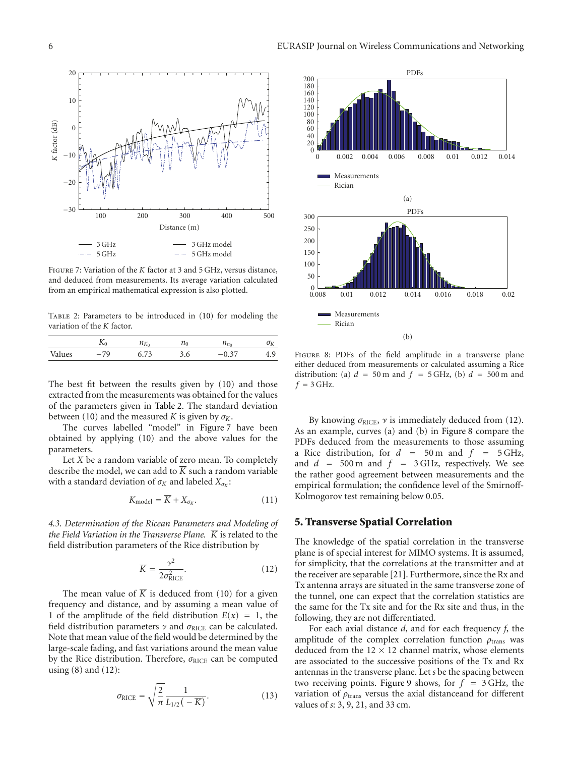Figure 7: Variation of the $K$ factor at 3 and 5 GHz, versus distance, and deduced from measurements. Its average variation calculated from an empirical mathematical expression is also plotted.

Table 2: Parameters to be introduced in (10) for modeling the variation of the $K$ factor.

| | $K_0$ | $n_{K_0}$ | $n_0$ | $n_{n_0}$ | $\sigma_K$ |
|---|---|---|---|---|---|
| Values | $-79$ | 6.73 | 3.6 | $-0.37$ | 4.9 |

The best fit between the results given by (10) and those extracted from the measurements was obtained for the values of the parameters given in Table 2. The standard deviation between (10) and the measured $K$ is given by $\sigma_K$.

The curves labelled "model" in Figure 7 have been obtained by applying (10) and the above values for the parameters.

Let $X$ be a random variable of zero mean. To completely describe the model, we can add to $\overline{K}$ such a random variable with a standard deviation of $\sigma_K$ and labeled $X_{\sigma_K}$:

$$K_{\text{model}} = \overline{K} + X_{\sigma_K}. \tag{11}$$

*4.3. Determination of the Ricean Parameters and Modeling of the Field Variation in the Transverse Plane.* $\overline{K}$ is related to the field distribution parameters of the Rice distribution by

$$\overline{K} = \frac{\nu^2}{2\sigma_{\text{RICE}}^2}. \tag{12}$$

The mean value of $\overline{K}$ is deduced from (10) for a given frequency and distance, and by assuming a mean value of 1 of the amplitude of the field distribution $E(x) = 1$, the field distribution parameters $\nu$ and $\sigma_{\text{RICE}}$ can be calculated. Note that mean value of the field would be determined by the large-scale fading, and fast variations around the mean value by the Rice distribution. Therefore, $\sigma_{\text{RICE}}$ can be computed using (8) and (12):

$$\sigma_{\text{RICE}} = \sqrt{\frac{2}{\pi}} \frac{1}{L_{1/2}(-\overline{K})}. \tag{13}$$

Figure 8: PDFs of the field amplitude in a transverse plane either deduced from measurements or calculated assuming a Rice distribution: (a) $d = 50$ m and $f = 5$ GHz, (b) $d = 500$ m and $f = 3$ GHz.

By knowing $\sigma_{\text{RICE}}$, $\nu$ is immediately deduced from (12). As an example, curves (a) and (b) in Figure 8 compare the PDFs deduced from the measurements to those assuming a Rice distribution, for $d = 50$ m and $f = 5$ GHz, and $d = 500$ m and $f = 3$ GHz, respectively. We see the rather good agreement between measurements and the empirical formulation; the confidence level of the Smirnoff-Kolmogorov test remaining below 0.05.

## 5. Transverse Spatial Correlation

The knowledge of the spatial correlation in the transverse plane is of special interest for MIMO systems. It is assumed, for simplicity, that the correlations at the transmitter and at the receiver are separable [21]. Furthermore, since the Rx and Tx antenna arrays are situated in the same transverse zone of the tunnel, one can expect that the correlation statistics are the same for the Tx site and for the Rx site and thus, in the following, they are not differentiated.

For each axial distance $d$, and for each frequency $f$, the amplitude of the complex correlation function $\rho_{\text{trans}}$ was deduced from the $12 \times 12$ channel matrix, whose elements are associated to the successive positions of the Tx and Rx antennas in the transverse plane. Let $s$ be the spacing between two receiving points. Figure 9 shows, for $f = 3$ GHz, the variation of $\rho_{\text{trans}}$ versus the axial distanceand for different values of $s$: 3, 9, 21, and 33 cm.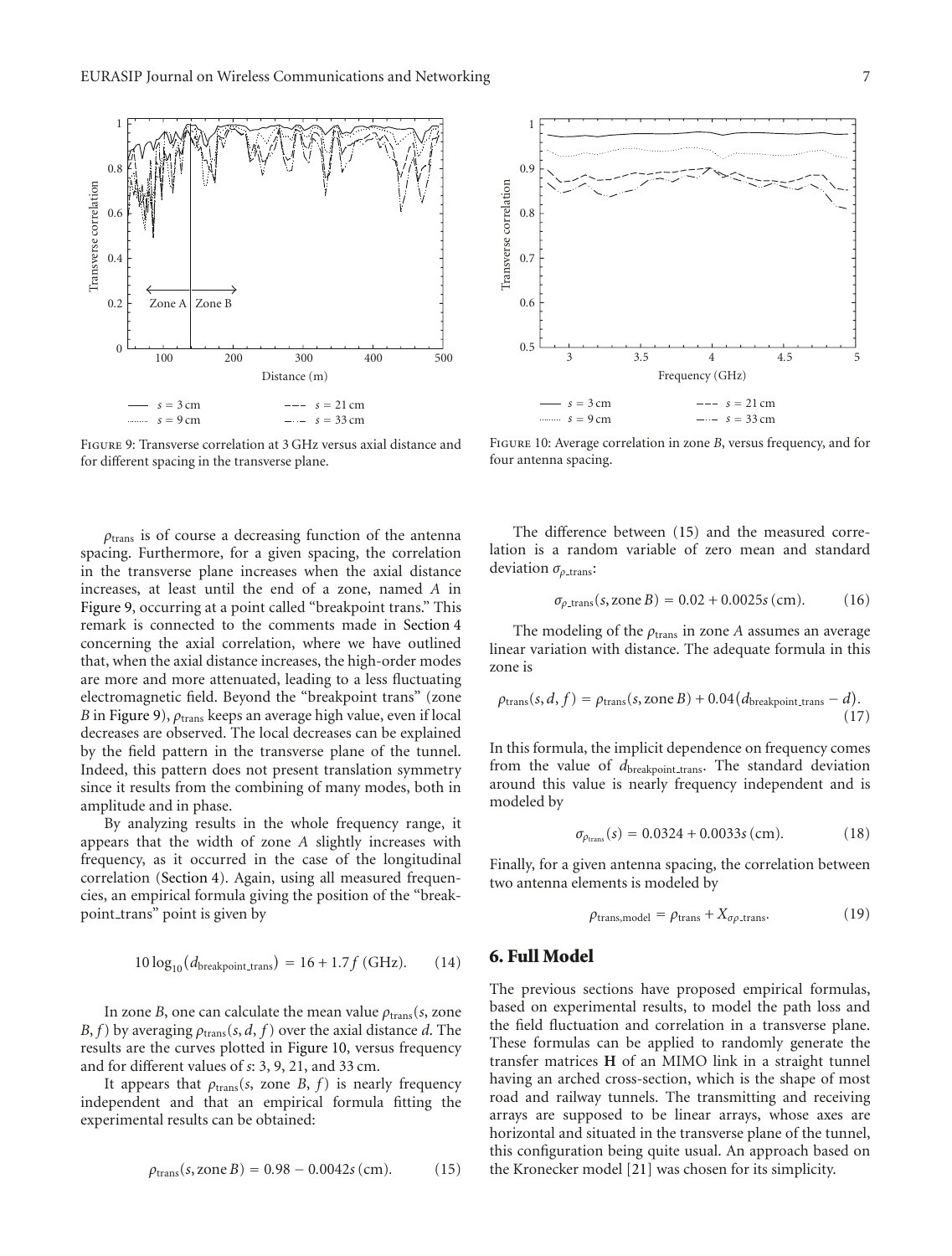Figure 9: Transverse correlation at 3 GHz versus axial distance and for different spacing in the transverse plane.

Figure 10: Average correlation in zone $B$, versus frequency, and for four antenna spacing.

$\rho_{\text{trans}}$ is of course a decreasing function of the antenna spacing. Furthermore, for a given spacing, the correlation in the transverse plane increases when the axial distance increases, at least until the end of a zone, named $A$ in Figure 9, occurring at a point called "breakpoint trans." This remark is connected to the comments made in Section 4 concerning the axial correlation, where we have outlined that, when the axial distance increases, the high-order modes are more and more attenuated, leading to a less fluctuating electromagnetic field. Beyond the "breakpoint trans" (zone $B$ in Figure 9), $\rho_{\text{trans}}$ keeps an average high value, even if local decreases are observed. The local decreases can be explained by the field pattern in the transverse plane of the tunnel. Indeed, this pattern does not present translation symmetry since it results from the combining of many modes, both in amplitude and in phase.

By analyzing results in the whole frequency range, it appears that the width of zone $A$ slightly increases with frequency, as it occurred in the case of the longitudinal correlation (Section 4). Again, using all measured frequencies, an empirical formula giving the position of the "breakpoint_trans" point is given by

$$10\log_{10}(d_{\text{breakpoint\_trans}}) = 16 + 1.7f\,(\text{GHz}). \tag{14}$$

In zone $B$, one can calculate the mean value $\rho_{\text{trans}}(s, \text{zone } B, f)$ by averaging $\rho_{\text{trans}}(s, d, f)$ over the axial distance $d$. The results are the curves plotted in Figure 10, versus frequency and for different values of $s$: 3, 9, 21, and 33 cm.

It appears that $\rho_{\text{trans}}(s, \text{zone } B, f)$ is nearly frequency independent and that an empirical formula fitting the experimental results can be obtained:

$$\rho_{\text{trans}}(s, \text{zone } B) = 0.98 - 0.0042s\,(\text{cm}). \tag{15}$$

The difference between (15) and the measured correlation is a random variable of zero mean and standard deviation $\sigma_{\rho\_\text{trans}}$:

$$\sigma_{\rho\_\text{trans}}(s, \text{zone } B) = 0.02 + 0.0025s\,(\text{cm}). \tag{16}$$

The modeling of the $\rho_{\text{trans}}$ in zone $A$ assumes an average linear variation with distance. The adequate formula in this zone is

$$\rho_{\text{trans}}(s, d, f) = \rho_{\text{trans}}(s, \text{zone } B) + 0.04(d_{\text{breakpoint\_trans}} - d). \tag{17}$$

In this formula, the implicit dependence on frequency comes from the value of $d_{\text{breakpoint\_trans}}$. The standard deviation around this value is nearly frequency independent and is modeled by

$$\sigma_{\rho_{\text{trans}}}(s) = 0.0324 + 0.0033s\,(\text{cm}). \tag{18}$$

Finally, for a given antenna spacing, the correlation between two antenna elements is modeled by

$$\rho_{\text{trans,model}} = \rho_{\text{trans}} + X_{\sigma\rho\_\text{trans}}. \tag{19}$$

## 6. Full Model

The previous sections have proposed empirical formulas, based on experimental results, to model the path loss and the field fluctuation and correlation in a transverse plane. These formulas can be applied to randomly generate the transfer matrices $\mathbf{H}$ of an MIMO link in a straight tunnel having an arched cross-section, which is the shape of most road and railway tunnels. The transmitting and receiving arrays are supposed to be linear arrays, whose axes are horizontal and situated in the transverse plane of the tunnel, this configuration being quite usual. An approach based on the Kronecker model [21] was chosen for its simplicity.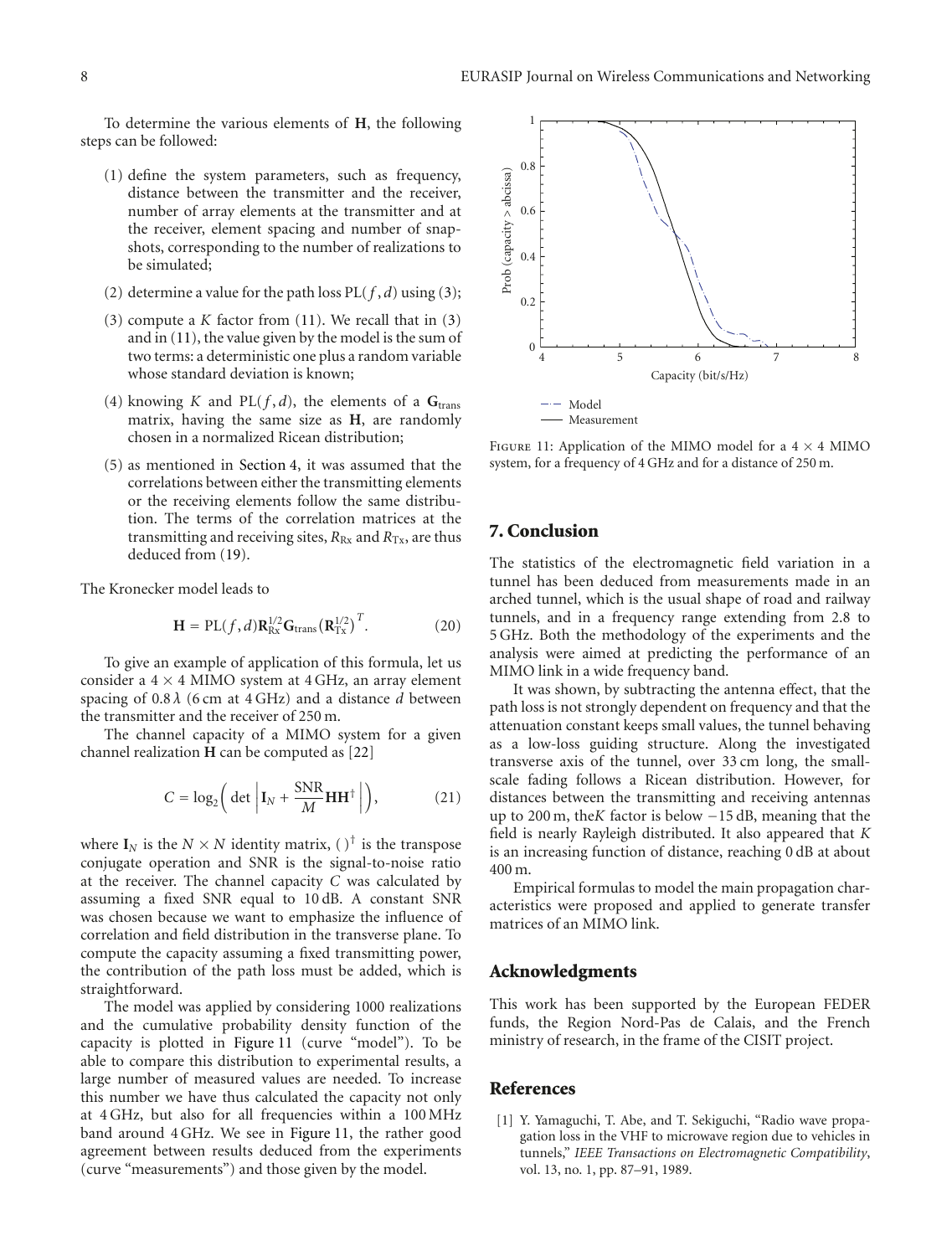To determine the various elements of **H**, the following steps can be followed:

(1) define the system parameters, such as frequency, distance between the transmitter and the receiver, number of array elements at the transmitter and at the receiver, element spacing and number of snapshots, corresponding to the number of realizations to be simulated;

(2) determine a value for the path loss $\text{PL}(f, d)$ using (3);

(3) compute a $K$ factor from (11). We recall that in (3) and in (11), the value given by the model is the sum of two terms: a deterministic one plus a random variable whose standard deviation is known;

(4) knowing $K$ and $\text{PL}(f, d)$, the elements of a $\mathbf{G}_{\text{trans}}$ matrix, having the same size as **H**, are randomly chosen in a normalized Ricean distribution;

(5) as mentioned in Section 4, it was assumed that the correlations between either the transmitting elements or the receiving elements follow the same distribution. The terms of the correlation matrices at the transmitting and receiving sites, $R_{\text{Rx}}$ and $R_{\text{Tx}}$, are thus deduced from (19).

The Kronecker model leads to

$$\mathbf{H} = \text{PL}(f, d)\mathbf{R}_{\text{Rx}}^{1/2}\mathbf{G}_{\text{trans}}\left(\mathbf{R}_{\text{Tx}}^{1/2}\right)^{T}. \tag{20}$$

To give an example of application of this formula, let us consider a $4 \times 4$ MIMO system at 4 GHz, an array element spacing of $0.8\,\lambda$ (6 cm at 4 GHz) and a distance $d$ between the transmitter and the receiver of 250 m.

The channel capacity of a MIMO system for a given channel realization **H** can be computed as [22]

$$C = \log_2\left( \det \left| \mathbf{I}_N + \frac{\text{SNR}}{M}\mathbf{H}\mathbf{H}^{\dagger} \right| \right), \tag{21}$$

where $\mathbf{I}_N$ is the $N \times N$ identity matrix, $(\,)^{\dagger}$ is the transpose conjugate operation and SNR is the signal-to-noise ratio at the receiver. The channel capacity $C$ was calculated by assuming a fixed SNR equal to 10 dB. A constant SNR was chosen because we want to emphasize the influence of correlation and field distribution in the transverse plane. To compute the capacity assuming a fixed transmitting power, the contribution of the path loss must be added, which is straightforward.

The model was applied by considering 1000 realizations and the cumulative probability density function of the capacity is plotted in Figure 11 (curve "model"). To be able to compare this distribution to experimental results, a large number of measured values are needed. To increase this number we have thus calculated the capacity not only at 4 GHz, but also for all frequencies within a 100 MHz band around 4 GHz. We see in Figure 11, the rather good agreement between results deduced from the experiments (curve "measurements") and those given by the model.

Figure 11: Application of the MIMO model for a $4 \times 4$ MIMO system, for a frequency of 4 GHz and for a distance of 250 m.

## 7. Conclusion

The statistics of the electromagnetic field variation in a tunnel has been deduced from measurements made in an arched tunnel, which is the usual shape of road and railway tunnels, and in a frequency range extending from 2.8 to 5 GHz. Both the methodology of the experiments and the analysis were aimed at predicting the performance of an MIMO link in a wide frequency band.

It was shown, by subtracting the antenna effect, that the path loss is not strongly dependent on frequency and that the attenuation constant keeps small values, the tunnel behaving as a low-loss guiding structure. Along the investigated transverse axis of the tunnel, over 33 cm long, the small-scale fading follows a Ricean distribution. However, for distances between the transmitting and receiving antennas up to 200 m, the$K$ factor is below $-15$ dB, meaning that the field is nearly Rayleigh distributed. It also appeared that $K$ is an increasing function of distance, reaching 0 dB at about 400 m.

Empirical formulas to model the main propagation characteristics were proposed and applied to generate transfer matrices of an MIMO link.

## Acknowledgments

This work has been supported by the European FEDER funds, the Region Nord-Pas de Calais, and the French ministry of research, in the frame of the CISIT project.

## References

[1] Y. Yamaguchi, T. Abe, and T. Sekiguchi, "Radio wave propagation loss in the VHF to microwave region due to vehicles in tunnels," *IEEE Transactions on Electromagnetic Compatibility*, vol. 13, no. 1, pp. 87–91, 1989.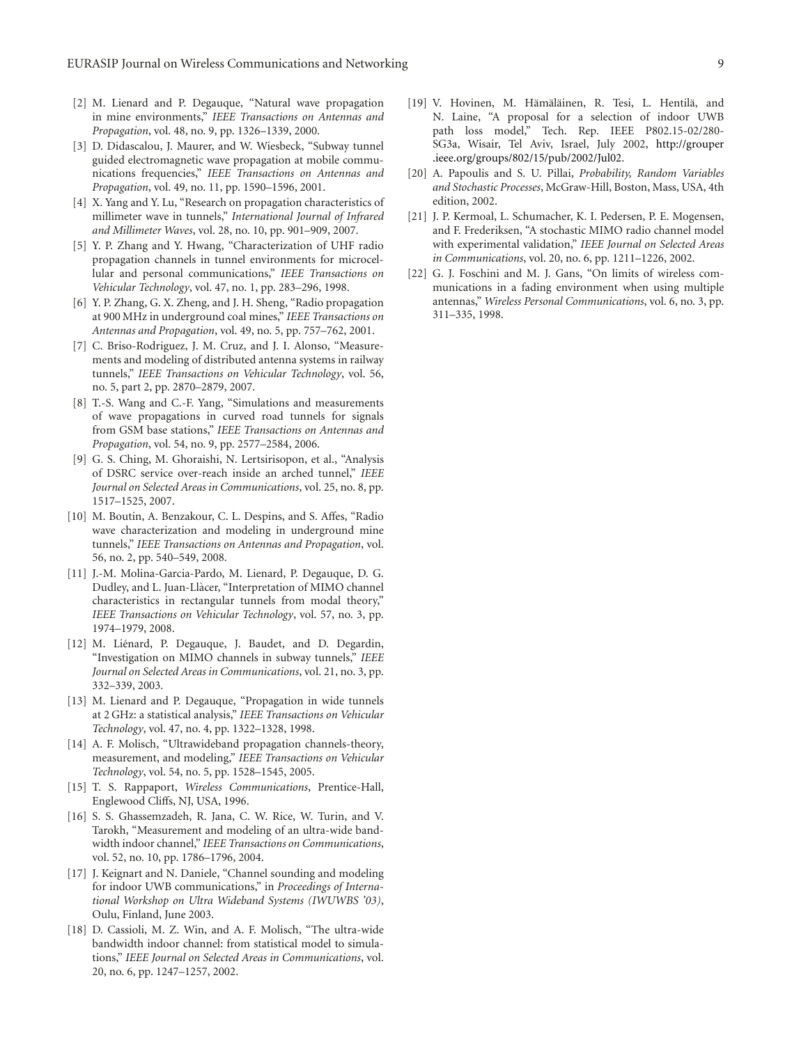[2] M. Lienard and P. Degauque, "Natural wave propagation in mine environments," *IEEE Transactions on Antennas and Propagation*, vol. 48, no. 9, pp. 1326–1339, 2000.

[3] D. Didascalou, J. Maurer, and W. Wiesbeck, "Subway tunnel guided electromagnetic wave propagation at mobile communications frequencies," *IEEE Transactions on Antennas and Propagation*, vol. 49, no. 11, pp. 1590–1596, 2001.

[4] X. Yang and Y. Lu, "Research on propagation characteristics of millimeter wave in tunnels," *International Journal of Infrared and Millimeter Waves*, vol. 28, no. 10, pp. 901–909, 2007.

[5] Y. P. Zhang and Y. Hwang, "Characterization of UHF radio propagation channels in tunnel environments for microcellular and personal communications," *IEEE Transactions on Vehicular Technology*, vol. 47, no. 1, pp. 283–296, 1998.

[6] Y. P. Zhang, G. X. Zheng, and J. H. Sheng, "Radio propagation at 900 MHz in underground coal mines," *IEEE Transactions on Antennas and Propagation*, vol. 49, no. 5, pp. 757–762, 2001.

[7] C. Briso-Rodriguez, J. M. Cruz, and J. I. Alonso, "Measurements and modeling of distributed antenna systems in railway tunnels," *IEEE Transactions on Vehicular Technology*, vol. 56, no. 5, part 2, pp. 2870–2879, 2007.

[8] T.-S. Wang and C.-F. Yang, "Simulations and measurements of wave propagations in curved road tunnels for signals from GSM base stations," *IEEE Transactions on Antennas and Propagation*, vol. 54, no. 9, pp. 2577–2584, 2006.

[9] G. S. Ching, M. Ghoraishi, N. Lertsirisopon, et al., "Analysis of DSRC service over-reach inside an arched tunnel," *IEEE Journal on Selected Areas in Communications*, vol. 25, no. 8, pp. 1517–1525, 2007.

[10] M. Boutin, A. Benzakour, C. L. Despins, and S. Affes, "Radio wave characterization and modeling in underground mine tunnels," *IEEE Transactions on Antennas and Propagation*, vol. 56, no. 2, pp. 540–549, 2008.

[11] J.-M. Molina-Garcia-Pardo, M. Lienard, P. Degauque, D. G. Dudley, and L. Juan-Llàcer, "Interpretation of MIMO channel characteristics in rectangular tunnels from modal theory," *IEEE Transactions on Vehicular Technology*, vol. 57, no. 3, pp. 1974–1979, 2008.

[12] M. Liénard, P. Degauque, J. Baudet, and D. Degardin, "Investigation on MIMO channels in subway tunnels," *IEEE Journal on Selected Areas in Communications*, vol. 21, no. 3, pp. 332–339, 2003.

[13] M. Lienard and P. Degauque, "Propagation in wide tunnels at 2 GHz: a statistical analysis," *IEEE Transactions on Vehicular Technology*, vol. 47, no. 4, pp. 1322–1328, 1998.

[14] A. F. Molisch, "Ultrawideband propagation channels-theory, measurement, and modeling," *IEEE Transactions on Vehicular Technology*, vol. 54, no. 5, pp. 1528–1545, 2005.

[15] T. S. Rappaport, *Wireless Communications*, Prentice-Hall, Englewood Cliffs, NJ, USA, 1996.

[16] S. S. Ghassemzadeh, R. Jana, C. W. Rice, W. Turin, and V. Tarokh, "Measurement and modeling of an ultra-wide bandwidth indoor channel," *IEEE Transactions on Communications*, vol. 52, no. 10, pp. 1786–1796, 2004.

[17] J. Keignart and N. Daniele, "Channel sounding and modeling for indoor UWB communications," in *Proceedings of International Workshop on Ultra Wideband Systems (IWUWBS '03)*, Oulu, Finland, June 2003.

[18] D. Cassioli, M. Z. Win, and A. F. Molisch, "The ultra-wide bandwidth indoor channel: from statistical model to simulations," *IEEE Journal on Selected Areas in Communications*, vol. 20, no. 6, pp. 1247–1257, 2002.

[19] V. Hovinen, M. Hämäläinen, R. Tesi, L. Hentilä, and N. Laine, "A proposal for a selection of indoor UWB path loss model," Tech. Rep. IEEE P802.15-02/280-SG3a, Wisair, Tel Aviv, Israel, July 2002, http://grouper.ieee.org/groups/802/15/pub/2002/Jul02.

[20] A. Papoulis and S. U. Pillai, *Probability, Random Variables and Stochastic Processes*, McGraw-Hill, Boston, Mass, USA, 4th edition, 2002.

[21] J. P. Kermoal, L. Schumacher, K. I. Pedersen, P. E. Mogensen, and F. Frederiksen, "A stochastic MIMO radio channel model with experimental validation," *IEEE Journal on Selected Areas in Communications*, vol. 20, no. 6, pp. 1211–1226, 2002.

[22] G. J. Foschini and M. J. Gans, "On limits of wireless communications in a fading environment when using multiple antennas," *Wireless Personal Communications*, vol. 6, no. 3, pp. 311–335, 1998.